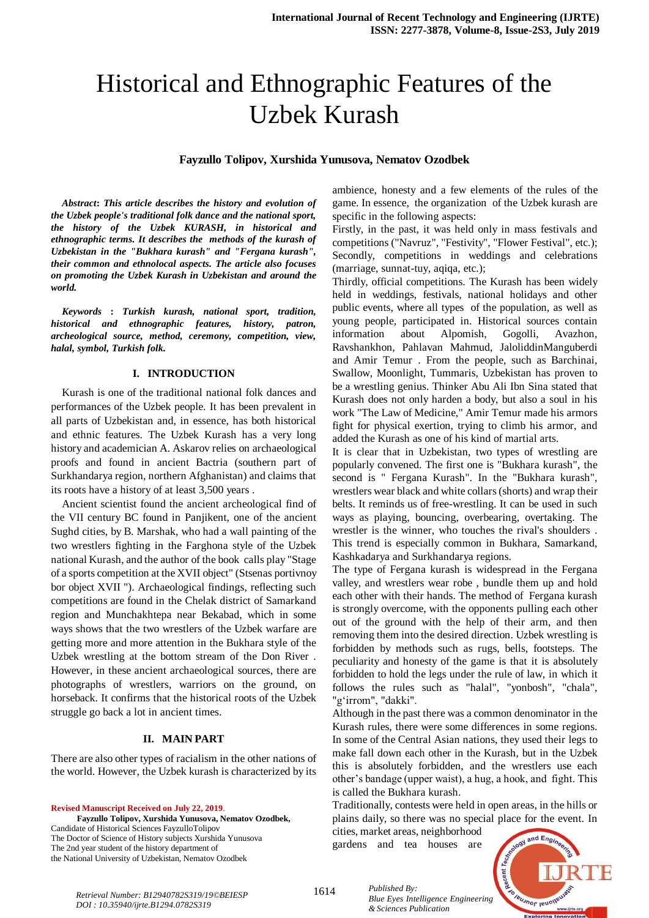# Historical and Ethnographic Features of the Uzbek Kurash

**Fayzullo Tolipov, Xurshida Yunusova, Nematov Ozodbek**

***Abstract**: This article describes the history and evolution of the Uzbek people's traditional folk dance and the national sport, the history of the Uzbek KURASH, in historical and ethnographic terms. It describes the methods of the kurash of Uzbekistan in the "Bukhara kurash" and "Fergana kurash", their common and ethnolocal aspects. The article also focuses on promoting the Uzbek Kurash in Uzbekistan and around the world.*

***Keywords** : Turkish kurash, national sport, tradition, historical and ethnographic features, history, patron, archeological source, method, ceremony, competition, view, halal, symbol, Turkish folk.*

## I. INTRODUCTION

Kurash is one of the traditional national folk dances and performances of the Uzbek people. It has been prevalent in all parts of Uzbekistan and, in essence, has both historical and ethnic features. The Uzbek Kurash has a very long history and academician A. Askarov relies on archaeological proofs and found in ancient Bactria (southern part of Surkhandarya region, northern Afghanistan) and claims that its roots have a history of at least 3,500 years .

Ancient scientist found the ancient archeological find of the VII century BC found in Panjikent, one of the ancient Sughd cities, by B. Marshak, who had a wall painting of the two wrestlers fighting in the Farghona style of the Uzbek national Kurash, and the author of the book calls play "Stage of a sports competition at the XVII object" (Stsenas portivnoy bor object XVII "). Archaeological findings, reflecting such competitions are found in the Chelak district of Samarkand region and Munchakhtepa near Bekabad, which in some ways shows that the two wrestlers of the Uzbek warfare are getting more and more attention in the Bukhara style of the Uzbek wrestling at the bottom stream of the Don River . However, in these ancient archaeological sources, there are photographs of wrestlers, warriors on the ground, on horseback. It confirms that the historical roots of the Uzbek struggle go back a lot in ancient times.

## II. MAIN PART

There are also other types of racialism in the other nations of the world. However, the Uzbek kurash is characterized by its ambience, honesty and a few elements of the rules of the game. In essence, the organization of the Uzbek kurash are specific in the following aspects:

Firstly, in the past, it was held only in mass festivals and competitions ("Navruz", "Festivity", "Flower Festival", etc.);
Secondly, competitions in weddings and celebrations (marriage, sunnat-tuy, aqiqa, etc.);
Thirdly, official competitions. The Kurash has been widely held in weddings, festivals, national holidays and other public events, where all types of the population, as well as young people, participated in. Historical sources contain information about Alpomish, Gogolli, Avazhon, Ravshankhon, Pahlavan Mahmud, JaloliddinManguberdi and Amir Temur . From the people, such as Barchinai, Swallow, Moonlight, Tummaris, Uzbekistan has proven to be a wrestling genius. Thinker Abu Ali Ibn Sina stated that Kurash does not only harden a body, but also a soul in his work "The Law of Medicine," Amir Temur made his armors fight for physical exertion, trying to climb his armor, and added the Kurash as one of his kind of martial arts.

It is clear that in Uzbekistan, two types of wrestling are popularly convened. The first one is "Bukhara kurash", the second is " Fergana Kurash". In the "Bukhara kurash", wrestlers wear black and white collars (shorts) and wrap their belts. It reminds us of free-wrestling. It can be used in such ways as playing, bouncing, overbearing, overtaking. The wrestler is the winner, who touches the rival's shoulders . This trend is especially common in Bukhara, Samarkand, Kashkadarya and Surkhandarya regions.

The type of Fergana kurash is widespread in the Fergana valley, and wrestlers wear robe , bundle them up and hold each other with their hands. The method of Fergana kurash is strongly overcome, with the opponents pulling each other out of the ground with the help of their arm, and then removing them into the desired direction. Uzbek wrestling is forbidden by methods such as rugs, bells, footsteps. The peculiarity and honesty of the game is that it is absolutely forbidden to hold the legs under the rule of law, in which it follows the rules such as "halal", "yonbosh", "chala", "g'irrom", "dakki".

Although in the past there was a common denominator in the Kurash rules, there were some differences in some regions. In some of the Central Asian nations, they used their legs to make fall down each other in the Kurash, but in the Uzbek this is absolutely forbidden, and the wrestlers use each other's bandage (upper waist), a hug, a hook, and fight. This is called the Bukhara kurash.

Traditionally, contests were held in open areas, in the hills or plains daily, so there was no special place for the event. In cities, market areas, neighborhood gardens and tea houses are

**Revised Manuscript Received on July 22, 2019**.

**Fayzullo Tolipov, Xurshida Yunusova, Nematov Ozodbek,** Candidate of Historical Sciences FayzulloTolipov
The Doctor of Science of History subjects Xurshida Yunusova
The 2nd year student of the history department of the National University of Uzbekistan, Nematov Ozodbek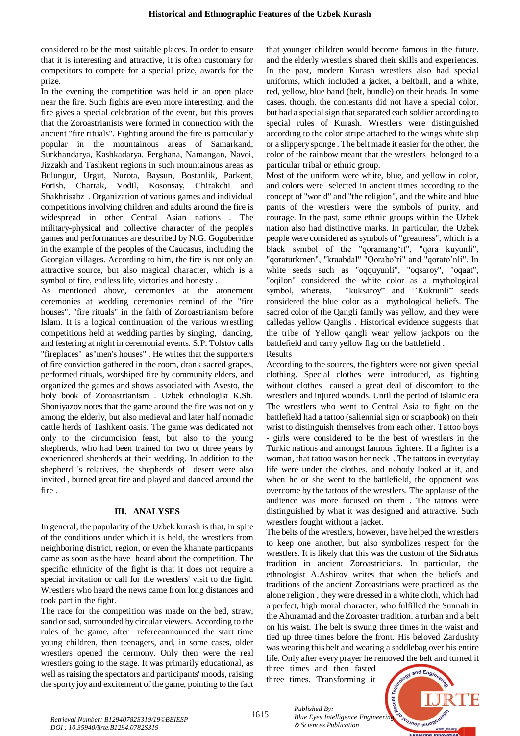considered to be the most suitable places. In order to ensure that it is interesting and attractive, it is often customary for competitors to compete for a special prize, awards for the prize.

In the evening the competition was held in an open place near the fire. Such fights are even more interesting, and the fire gives a special celebration of the event, but this proves that the Zoroastrianists were formed in connection with the ancient "fire rituals". Fighting around the fire is particularly popular in the mountainous areas of Samarkand, Surkhandarya, Kashkadarya, Ferghana, Namangan, Navoi, Jizzakh and Tashkent regions in such mountainous areas as Bulungur, Urgut, Nurota, Baysun, Bostanlik, Parkent, Forish, Chartak, Vodil, Kosonsay, Chirakchi and Shakhrisabz . Organization of various games and individual competitions involving children and adults around the fire is widespread in other Central Asian nations . The military-physical and collective character of the people's games and performances are described by N.G. Gogoberidze in the example of the peoples of the Caucasus, including the Georgian villages. According to him, the fire is not only an attractive source, but also magical character, which is a symbol of fire, endless life, victories and honesty .

As mentioned above, ceremonies at the atonement ceremonies at wedding ceremonies remind of the "fire houses", "fire rituals" in the faith of Zoroastrianism before Islam. It is a logical continuation of the various wrestling competitions held at wedding parties by singing, dancing, and festering at night in ceremonial events. S.P. Tolstov calls "fireplaces" as"men's houses" . He writes that the supporters of fire conviction gathered in the room, drank sacred grapes, performed rituals, worshiped fire by community elders, and organized the games and shows associated with Avesto, the holy book of Zoroastrianism . Uzbek ethnologist K.Sh. Shoniyazov notes that the game around the fire was not only among the elderly, but also medieval and later half nomadic cattle herds of Tashkent oasis. The game was dedicated not only to the circumcision feast, but also to the young shepherds, who had been trained for two or three years by experienced shepherds at their wedding. In addition to the shepherd 's relatives, the shepherds of desert were also invited , burned great fire and played and danced around the fire .

## III. ANALYSES

In general, the popularity of the Uzbek kurash is that, in spite of the conditions under which it is held, the wrestlers from neighboring district, region, or even the khanate particpants came as soon as the have heard about the competition. The specific ethnicity of the fight is that it does not require a special invitation or call for the wrestlers' visit to the fight. Wrestlers who heard the news came from long distances and took part in the fight.

The race for the competition was made on the bed, straw, sand or sod, surrounded by circular viewers. According to the rules of the game, after refereeannounced the start time young children, then teenagers, and, in some cases, older wrestlers opened the cermony. Only then were the real wrestlers going to the stage. It was primarily educational, as well as raising the spectators and participants' moods, raising the sporty joy and excitement of the game, pointing to the fact that younger children would become famous in the future, and the elderly wrestlers shared their skills and experiences. In the past, modern Kurash wrestlers also had special uniforms, which included a jacket, a beltball, and a white, red, yellow, blue band (belt, bundle) on their heads. In some cases, though, the contestants did not have a special color, but had a special sign that separated each soldier according to special rules of Kurash. Wrestlers were distinguished according to the color stripe attached to the wings white slip or a slippery sponge . The belt made it easier for the other, the color of the rainbow meant that the wrestlers belonged to a particular tribal or ethnic group.

Most of the uniform were white, blue, and yellow in color, and colors were selected in ancient times according to the concept of "world" and "the religion", and the white and blue pants of the wrestlers were the symbols of purity, and courage. In the past, some ethnic groups within the Uzbek nation also had distinctive marks. In particular, the Uzbek people were considered as symbols of "greatness", which is a black symbol of the "qoramang'it", "qora kuyunli", "qoraturkmen", "kraabdal" "Qorabo'ri" and "qorato'nli". In white seeds such as "oqquyunli", "oqsaroy", "oqaat", "oqilon" considered the white color as a mythological symbol, whereas, "kuksaroy" and ''Kuktunli" seeds considered the blue color as a mythological beliefs. The sacred color of the Qangli family was yellow, and they were calledas yellow Qanglis . Historical evidence suggests that the tribe of Yellow qangli wear yellow jackpots on the battlefield and carry yellow flag on the battlefield .

Results

According to the sources, the fighters were not given special clothing. Special clothes were introduced, as fighting without clothes caused a great deal of discomfort to the wrestlers and injured wounds. Until the period of Islamic era The wrestlers who went to Central Asia to fight on the battlefield had a tattoo (saliennial sign or scrapbook) on their wrist to distinguish themselves from each other. Tattoo boys - girls were considered to be the best of wrestlers in the Turkic nations and amongst famous fighters. If a fighter is a woman, that tattoo was on her neck . The tattoos in everyday life were under the clothes, and nobody looked at it, and when he or she went to the battlefield, the opponent was overcome by the tattoos of the wrestlers. The applause of the audience was more focused on them . The tattoos were distinguished by what it was designed and attractive. Such wrestlers fought without a jacket.

The belts of the wrestlers, however, have helped the wrestlers to keep one another, but also symbolizes respect for the wrestlers. It is likely that this was the custom of the Sidratus tradition in ancient Zoroastricians. In particular, the ethnologist A.Ashirov writes that when the beliefs and traditions of the ancient Zoroastrians were practiced as the alone religion , they were dressed in a white cloth, which had a perfect, high moral character, who fulfilled the Sunnah in the Ahuramad and the Zoroaster tradition. a turban and a belt on his waist. The belt is swung three times in the waist and tied up three times before the front. His beloved Zardushty was wearing this belt and wearing a saddlebag over his entire life. Only after every prayer he removed the belt and turned it three times and then fasted three times. Transforming it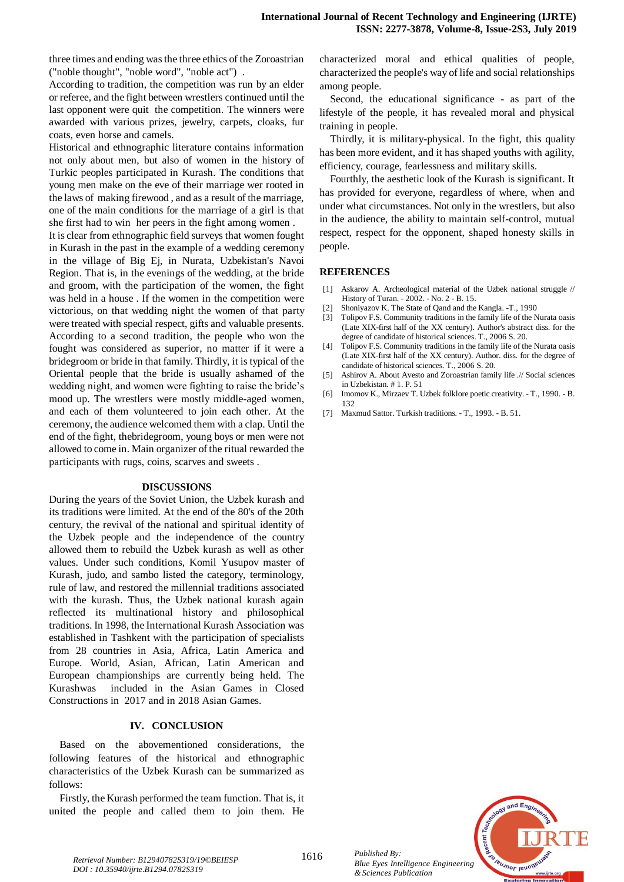three times and ending was the three ethics of the Zoroastrian ("noble thought", "noble word", "noble act") .

According to tradition, the competition was run by an elder or referee, and the fight between wrestlers continued until the last opponent were quit the competition. The winners were awarded with various prizes, jewelry, carpets, cloaks, fur coats, even horse and camels.

Historical and ethnographic literature contains information not only about men, but also of women in the history of Turkic peoples participated in Kurash. The conditions that young men make on the eve of their marriage wer rooted in the laws of making firewood , and as a result of the marriage, one of the main conditions for the marriage of a girl is that she first had to win her peers in the fight among women .

It is clear from ethnographic field surveys that women fought in Kurash in the past in the example of a wedding ceremony in the village of Big Ej, in Nurata, Uzbekistan's Navoi Region. That is, in the evenings of the wedding, at the bride and groom, with the participation of the women, the fight was held in a house . If the women in the competition were victorious, on that wedding night the women of that party were treated with special respect, gifts and valuable presents. According to a second tradition, the people who won the fought was considered as superior, no matter if it were a bridegroom or bride in that family. Thirdly, it is typical of the Oriental people that the bride is usually ashamed of the wedding night, and women were fighting to raise the bride's mood up. The wrestlers were mostly middle-aged women, and each of them volunteered to join each other. At the ceremony, the audience welcomed them with a clap. Until the end of the fight, thebridegroom, young boys or men were not allowed to come in. Main organizer of the ritual rewarded the participants with rugs, coins, scarves and sweets .

## DISCUSSIONS

During the years of the Soviet Union, the Uzbek kurash and its traditions were limited. At the end of the 80's of the 20th century, the revival of the national and spiritual identity of the Uzbek people and the independence of the country allowed them to rebuild the Uzbek kurash as well as other values. Under such conditions, Komil Yusupov master of Kurash, judo, and sambo listed the category, terminology, rule of law, and restored the millennial traditions associated with the kurash. Thus, the Uzbek national kurash again reflected its multinational history and philosophical traditions. In 1998, the International Kurash Association was established in Tashkent with the participation of specialists from 28 countries in Asia, Africa, Latin America and Europe. World, Asian, African, Latin American and European championships are currently being held. The Kurashwas included in the Asian Games in Closed Constructions in 2017 and in 2018 Asian Games.

## IV. CONCLUSION

Based on the abovementioned considerations, the following features of the historical and ethnographic characteristics of the Uzbek Kurash can be summarized as follows:

Firstly, the Kurash performed the team function. That is, it united the people and called them to join them. He characterized moral and ethical qualities of people, characterized the people's way of life and social relationships among people.

Second, the educational significance - as part of the lifestyle of the people, it has revealed moral and physical training in people.

Thirdly, it is military-physical. In the fight, this quality has been more evident, and it has shaped youths with agility, efficiency, courage, fearlessness and military skills.

Fourthly, the aesthetic look of the Kurash is significant. It has provided for everyone, regardless of where, when and under what circumstances. Not only in the wrestlers, but also in the audience, the ability to maintain self-control, mutual respect, respect for the opponent, shaped honesty skills in people.

## REFERENCES

[1] Askarov A. Archeological material of the Uzbek national struggle // History of Turan. - 2002. - No. 2 - B. 15.

[2] Shoniyazov K. The State of Qand and the Kangla. -T., 1990

[3] Tolipov F.S. Community traditions in the family life of the Nurata oasis (Late XIX-first half of the XX century). Author's abstract diss. for the degree of candidate of historical sciences. T., 2006 S. 20.

[4] Tolipov F.S. Community traditions in the family life of the Nurata oasis (Late XIX-first half of the XX century). Author. diss. for the degree of candidate of historical sciences. T., 2006 S. 20.

[5] Ashirov A. About Avesto and Zoroastrian family life .// Social sciences in Uzbekistan. # 1. P. 51

[6] Imomov K., Mirzaev T. Uzbek folklore poetic creativity. - T., 1990. - B. 132

[7] Maxmud Sattor. Turkish traditions. - T., 1993. - B. 51.